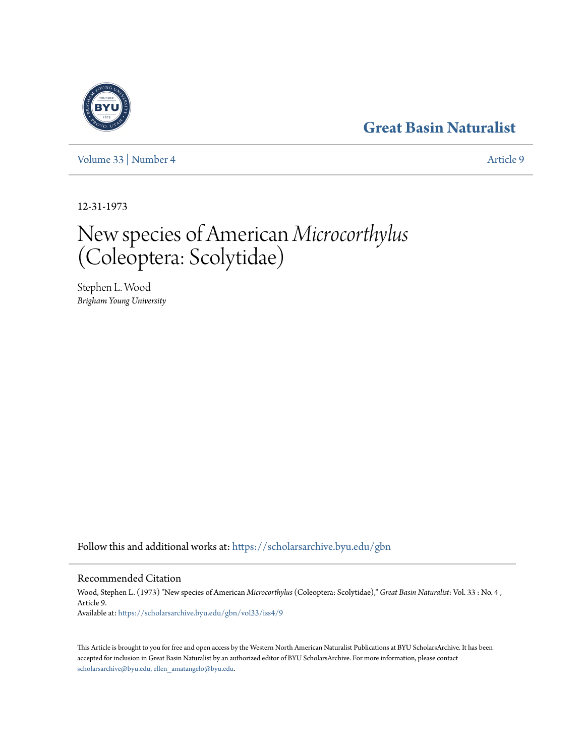Great Basin Naturalist

Volume 33 | Number 4 Article 9

12-31-1973

# New species of American *Microcorthylus* (Coleoptera: Scolytidae)

Stephen L. Wood
*Brigham Young University*

Follow this and additional works at: https://scholarsarchive.byu.edu/gbn

## Recommended Citation

Wood, Stephen L. (1973) "New species of American *Microcorthylus* (Coleoptera: Scolytidae)," *Great Basin Naturalist*: Vol. 33 : No. 4 , Article 9.
Available at: https://scholarsarchive.byu.edu/gbn/vol33/iss4/9

This Article is brought to you for free and open access by the Western North American Naturalist Publications at BYU ScholarsArchive. It has been accepted for inclusion in Great Basin Naturalist by an authorized editor of BYU ScholarsArchive. For more information, please contact scholarsarchive@byu.edu, ellen_amatangelo@byu.edu.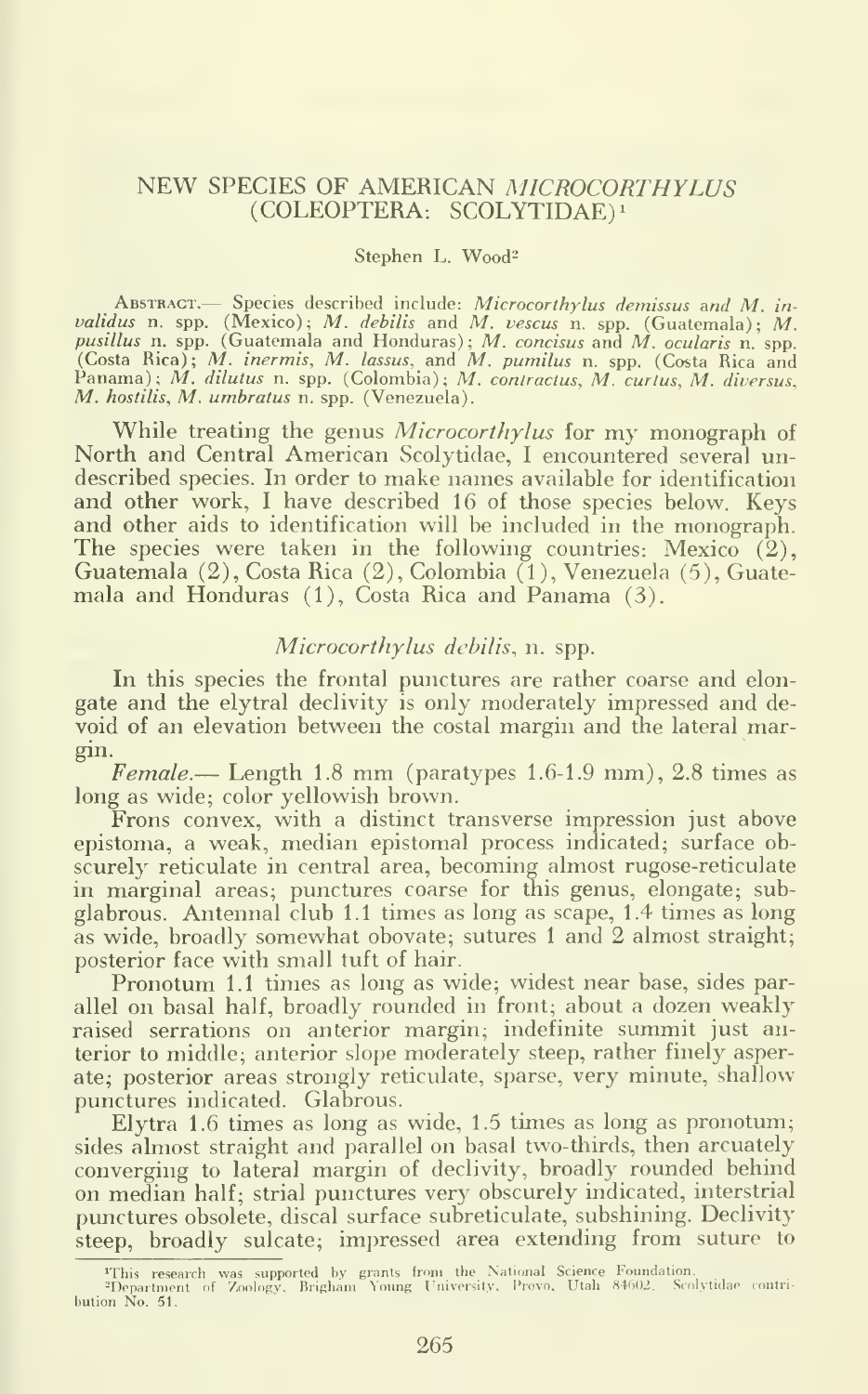# NEW SPECIES OF AMERICAN *MICROCORTHYLUS* (COLEOPTERA: SCOLYTIDAE)[1]

Stephen L. Wood[2]

ABSTRACT.— Species described include: *Microcorthylus demissus* and *M. invalidus* n. spp. (Mexico); *M. debilis* and *M. vescus* n. spp. (Guatemala); *M. pusillus* n. spp. (Guatemala and Honduras); *M. concisus* and *M. ocularis* n. spp. (Costa Rica); *M. inermis*, *M. lassus*, and *M. pumilus* n. spp. (Costa Rica and Panama); *M. dilutus* n. spp. (Colombia); *M. contractus*, *M. curtus*, *M. diversus*, *M. hostilis*, *M. umbratus* n. spp. (Venezuela).

While treating the genus *Microcorthylus* for my monograph of North and Central American Scolytidae, I encountered several undescribed species. In order to make names available for identification and other work, I have described 16 of those species below. Keys and other aids to identification will be included in the monograph. The species were taken in the following countries: Mexico (2), Guatemala (2), Costa Rica (2), Colombia (1), Venezuela (5), Guatemala and Honduras (1), Costa Rica and Panama (3).

## *Microcorthylus debilis*, n. spp.

In this species the frontal punctures are rather coarse and elongate and the elytral declivity is only moderately impressed and devoid of an elevation between the costal margin and the lateral margin.

*Female.*— Length 1.8 mm (paratypes 1.6-1.9 mm), 2.8 times as long as wide; color yellowish brown.

Frons convex, with a distinct transverse impression just above epistoma, a weak, median epistomal process indicated; surface obscurely reticulate in central area, becoming almost rugose-reticulate in marginal areas; punctures coarse for this genus, elongate; subglabrous. Antennal club 1.1 times as long as scape, 1.4 times as long as wide, broadly somewhat obovate; sutures 1 and 2 almost straight; posterior face with small tuft of hair.

Pronotum 1.1 times as long as wide; widest near base, sides parallel on basal half, broadly rounded in front; about a dozen weakly raised serrations on anterior margin; indefinite summit just anterior to middle; anterior slope moderately steep, rather finely asperate; posterior areas strongly reticulate, sparse, very minute, shallow punctures indicated. Glabrous.

Elytra 1.6 times as long as wide, 1.5 times as long as pronotum; sides almost straight and parallel on basal two-thirds, then arcuately converging to lateral margin of declivity, broadly rounded behind on median half; strial punctures very obscurely indicated, interstrial punctures obsolete, discal surface subreticulate, subshining. Declivity steep, broadly sulcate; impressed area extending from suture to

[1]This research was supported by grants from the National Science Foundation.

[2]Department of Zoology, Brigham Young University, Provo, Utah 84602. Scolytidae contribution No. 51.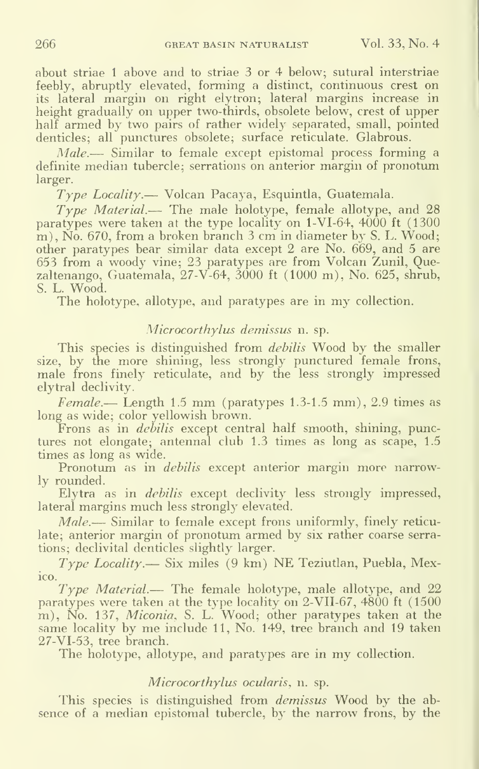about striae 1 above and to striae 3 or 4 below; sutural interstriae feebly, abruptly elevated, forming a distinct, continuous crest on its lateral margin on right elytron; lateral margins increase in height gradually on upper two-thirds, obsolete below, crest of upper half armed by two pairs of rather widely separated, small, pointed denticles; all punctures obsolete; surface reticulate. Glabrous.

*Male.*— Similar to female except epistomal process forming a definite median tubercle; serrations on anterior margin of pronotum larger.

*Type Locality.*— Volcan Pacaya, Esquintla, Guatemala.

*Type Material.*— The male holotype, female allotype, and 28 paratypes were taken at the type locality on 1-VI-64, 4000 ft (1300 m), No. 670, from a broken branch 3 cm in diameter by S. L. Wood; other paratypes bear similar data except 2 are No. 669, and 5 are 653 from a woody vine; 23 paratypes are from Volcan Zunil, Quezaltenango, Guatemala, 27-V-64, 3000 ft (1000 m), No. 625, shrub, S. L. Wood.

The holotype, allotype, and paratypes are in my collection.

### *Microcorthylus demissus* n. sp.

This species is distinguished from *debilis* Wood by the smaller size, by the more shining, less strongly punctured female frons, male frons finely reticulate, and by the less strongly impressed elytral declivity.

*Female.*— Length 1.5 mm (paratypes 1.3-1.5 mm), 2.9 times as long as wide; color yellowish brown.

Frons as in *debilis* except central half smooth, shining, punctures not elongate; antennal club 1.3 times as long as scape, 1.5 times as long as wide.

Pronotum as in *debilis* except anterior margin more narrowly rounded.

Elytra as in *debilis* except declivity less strongly impressed, lateral margins much less strongly elevated.

*Male.*— Similar to female except frons uniformly, finely reticulate; anterior margin of pronotum armed by six rather coarse serrations; declivital denticles slightly larger.

*Type Locality.*— Six miles (9 km) NE Teziutlan, Puebla, Mexico.

*Type Material.*— The female holotype, male allotype, and 22 paratypes were taken at the type locality on 2-VII-67, 4800 ft (1500 m), No. 137, *Miconia*, S. L. Wood; other paratypes taken at the same locality by me include 11, No. 149, tree branch and 19 taken 27-VI-53, tree branch.

The holotype, allotype, and paratypes are in my collection.

### *Microcorthylus ocularis*, n. sp.

This species is distinguished from *demissus* Wood by the absence of a median epistomal tubercle, by the narrow frons, by the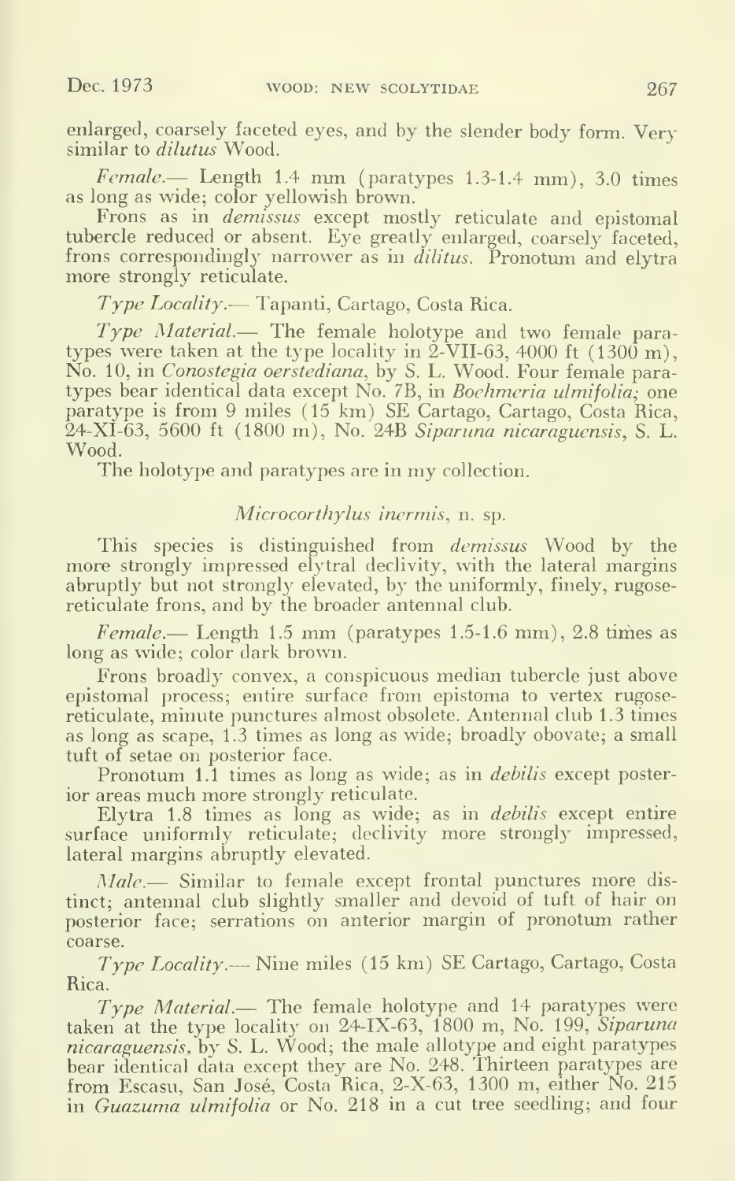enlarged, coarsely faceted eyes, and by the slender body form. Very similar to *dilutus* Wood.

*Female.*— Length 1.4 mm (paratypes 1.3-1.4 mm), 3.0 times as long as wide; color yellowish brown.

Frons as in *demissus* except mostly reticulate and epistomal tubercle reduced or absent. Eye greatly enlarged, coarsely faceted, frons correspondingly narrower as in *dilitus*. Pronotum and elytra more strongly reticulate.

*Type Locality.*— Tapanti, Cartago, Costa Rica.

*Type Material.*— The female holotype and two female paratypes were taken at the type locality in 2-VII-63, 4000 ft (1300 m), No. 10, in *Conostegia oerstediana*, by S. L. Wood. Four female paratypes bear identical data except No. 7B, in *Boehmeria ulmifolia*; one paratype is from 9 miles (15 km) SE Cartago, Cartago, Costa Rica, 24-XI-63, 5600 ft (1800 m), No. 24B *Siparuna nicaraguensis*, S. L. Wood.

The holotype and paratypes are in my collection.

### *Microcorthylus inermis*, n. sp.

This species is distinguished from *demissus* Wood by the more strongly impressed elytral declivity, with the lateral margins abruptly but not strongly elevated, by the uniformly, finely, rugose-reticulate frons, and by the broader antennal club.

*Female.*— Length 1.5 mm (paratypes 1.5-1.6 mm), 2.8 times as long as wide; color dark brown.

Frons broadly convex, a conspicuous median tubercle just above epistomal process; entire surface from epistoma to vertex rugose-reticulate, minute punctures almost obsolete. Antennal club 1.3 times as long as scape, 1.3 times as long as wide; broadly obovate; a small tuft of setae on posterior face.

Pronotum 1.1 times as long as wide; as in *debilis* except posterior areas much more strongly reticulate.

Elytra 1.8 times as long as wide; as in *debilis* except entire surface uniformly reticulate; declivity more strongly impressed, lateral margins abruptly elevated.

*Male.*— Similar to female except frontal punctures more distinct; antennal club slightly smaller and devoid of tuft of hair on posterior face; serrations on anterior margin of pronotum rather coarse.

*Type Locality.*— Nine miles (15 km) SE Cartago, Cartago, Costa Rica.

*Type Material.*— The female holotype and 14 paratypes were taken at the type locality on 24-IX-63, 1800 m, No. 199, *Siparuna nicaraguensis*, by S. L. Wood; the male allotype and eight paratypes bear identical data except they are No. 248. Thirteen paratypes are from Escasu, San José, Costa Rica, 2-X-63, 1300 m, either No. 215 in *Guazuma ulmifolia* or No. 218 in a cut tree seedling; and four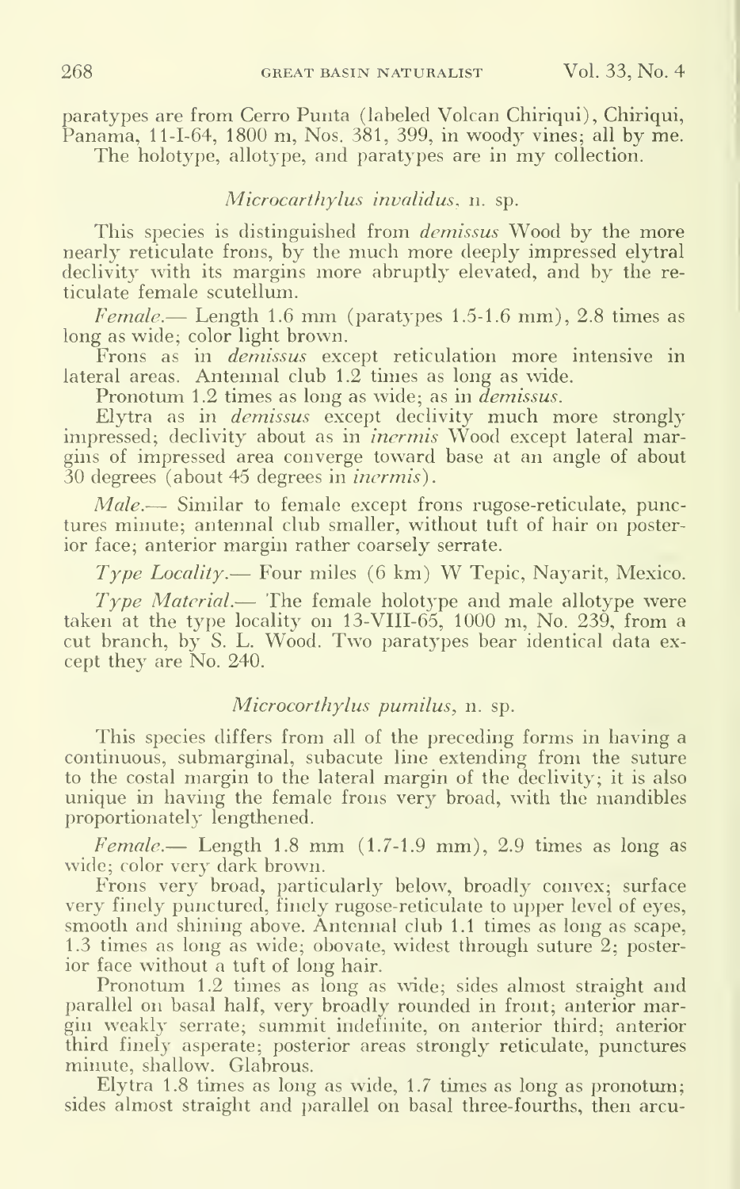paratypes are from Cerro Punta (labeled Volcan Chiriqui), Chiriqui, Panama, 11-I-64, 1800 m, Nos. 381, 399, in woody vines; all by me.

The holotype, allotype, and paratypes are in my collection.

### *Microcarthylus invalidus*, n. sp.

This species is distinguished from *demissus* Wood by the more nearly reticulate frons, by the much more deeply impressed elytral declivity with its margins more abruptly elevated, and by the reticulate female scutellum.

*Female.*— Length 1.6 mm (paratypes 1.5-1.6 mm), 2.8 times as long as wide; color light brown.

Frons as in *demissus* except reticulation more intensive in lateral areas. Antennal club 1.2 times as long as wide.

Pronotum 1.2 times as long as wide; as in *demissus*.

Elytra as in *demissus* except declivity much more strongly impressed; declivity about as in *inermis* Wood except lateral margins of impressed area converge toward base at an angle of about 30 degrees (about 45 degrees in *inermis*).

*Male.*— Similar to female except frons rugose-reticulate, punctures minute; antennal club smaller, without tuft of hair on posterior face; anterior margin rather coarsely serrate.

*Type Locality.*— Four miles (6 km) W Tepic, Nayarit, Mexico.

*Type Material.*— The female holotype and male allotype were taken at the type locality on 13-VIII-65, 1000 m, No. 239, from a cut branch, by S. L. Wood. Two paratypes bear identical data except they are No. 240.

### *Microcorthylus pumilus*, n. sp.

This species differs from all of the preceding forms in having a continuous, submarginal, subacute line extending from the suture to the costal margin to the lateral margin of the declivity; it is also unique in having the female frons very broad, with the mandibles proportionately lengthened.

*Female.*— Length 1.8 mm (1.7-1.9 mm), 2.9 times as long as wide; color very dark brown.

Frons very broad, particularly below, broadly convex; surface very finely punctured, finely rugose-reticulate to upper level of eyes, smooth and shining above. Antennal club 1.1 times as long as scape, 1.3 times as long as wide; obovate, widest through suture 2; posterior face without a tuft of long hair.

Pronotum 1.2 times as long as wide; sides almost straight and parallel on basal half, very broadly rounded in front; anterior margin weakly serrate; summit indefinite, on anterior third; anterior third finely asperate; posterior areas strongly reticulate, punctures minute, shallow. Glabrous.

Elytra 1.8 times as long as wide, 1.7 times as long as pronotum; sides almost straight and parallel on basal three-fourths, then arcu-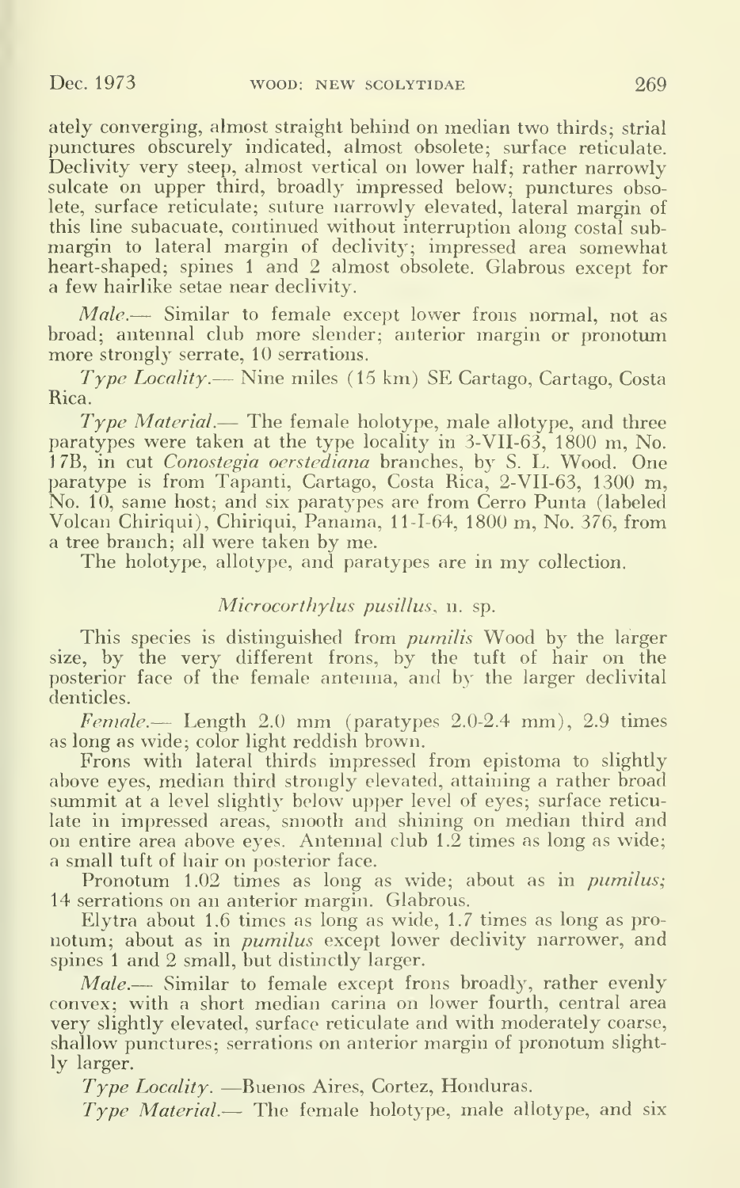ately converging, almost straight behind on median two thirds; strial punctures obscurely indicated, almost obsolete; surface reticulate. Declivity very steep, almost vertical on lower half; rather narrowly sulcate on upper third, broadly impressed below; punctures obsolete, surface reticulate; suture narrowly elevated, lateral margin of this line subacuate, continued without interruption along costal submargin to lateral margin of declivity; impressed area somewhat heart-shaped; spines 1 and 2 almost obsolete. Glabrous except for a few hairlike setae near declivity.

*Male.*— Similar to female except lower frons normal, not as broad; antennal club more slender; anterior margin or pronotum more strongly serrate, 10 serrations.

*Type Locality.*— Nine miles (15 km) SE Cartago, Cartago, Costa Rica.

*Type Material.*— The female holotype, male allotype, and three paratypes were taken at the type locality in 3-VII-63, 1800 m, No. 17B, in cut *Conostegia oerstediana* branches, by S. L. Wood. One paratype is from Tapanti, Cartago, Costa Rica, 2-VII-63, 1300 m, No. 10, same host; and six paratypes are from Cerro Punta (labeled Volcan Chiriqui), Chiriqui, Panama, 11-I-64, 1800 m, No. 376, from a tree branch; all were taken by me.

The holotype, allotype, and paratypes are in my collection.

### *Microcorthylus pusillus*, n. sp.

This species is distinguished from *pumilis* Wood by the larger size, by the very different frons, by the tuft of hair on the posterior face of the female antenna, and by the larger declivital denticles.

*Female.*— Length 2.0 mm (paratypes 2.0-2.4 mm), 2.9 times as long as wide; color light reddish brown.

Frons with lateral thirds impressed from epistoma to slightly above eyes, median third strongly elevated, attaining a rather broad summit at a level slightly below upper level of eyes; surface reticulate in impressed areas, smooth and shining on median third and on entire area above eyes. Antennal club 1.2 times as long as wide; a small tuft of hair on posterior face.

Pronotum 1.02 times as long as wide; about as in *pumilus;* 14 serrations on an anterior margin. Glabrous.

Elytra about 1.6 times as long as wide, 1.7 times as long as pronotum; about as in *pumilus* except lower declivity narrower, and spines 1 and 2 small, but distinctly larger.

*Male.*— Similar to female except frons broadly, rather evenly convex; with a short median carina on lower fourth, central area very slightly elevated, surface reticulate and with moderately coarse, shallow punctures; serrations on anterior margin of pronotum slightly larger.

*Type Locality.* —Buenos Aires, Cortez, Honduras.

*Type Material.*— The female holotype, male allotype, and six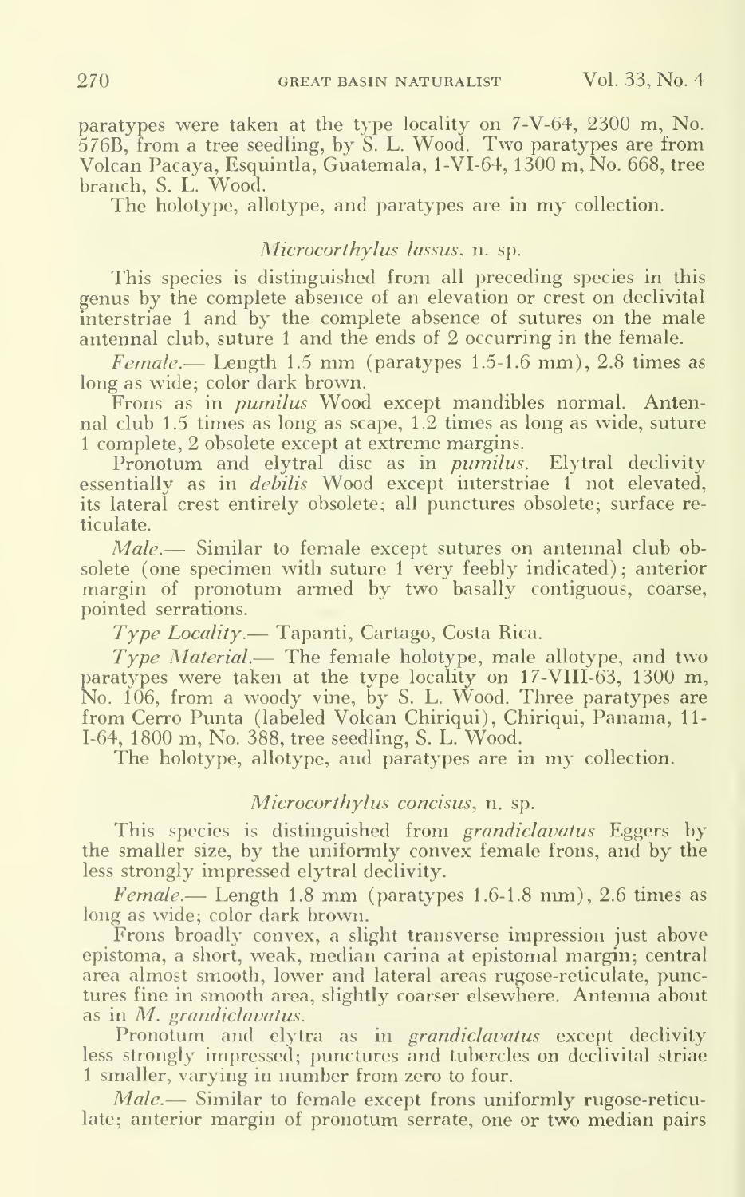paratypes were taken at the type locality on 7-V-64, 2300 m, No. 576B, from a tree seedling, by S. L. Wood. Two paratypes are from Volcan Pacaya, Esquintla, Guatemala, 1-VI-64, 1300 m, No. 668, tree branch, S. L. Wood.

The holotype, allotype, and paratypes are in my collection.

### *Microcorthylus lassus*, n. sp.

This species is distinguished from all preceding species in this genus by the complete absence of an elevation or crest on declivital interstriae 1 and by the complete absence of sutures on the male antennal club, suture 1 and the ends of 2 occurring in the female.

*Female*.— Length 1.5 mm (paratypes 1.5-1.6 mm), 2.8 times as long as wide; color dark brown.

Frons as in *pumilus* Wood except mandibles normal. Antennal club 1.5 times as long as scape, 1.2 times as long as wide, suture 1 complete, 2 obsolete except at extreme margins.

Pronotum and elytral disc as in *pumilus*. Elytral declivity essentially as in *debilis* Wood except interstriae 1 not elevated, its lateral crest entirely obsolete; all punctures obsolete; surface reticulate.

*Male*.— Similar to female except sutures on antennal club obsolete (one specimen with suture 1 very feebly indicated); anterior margin of pronotum armed by two basally contiguous, coarse, pointed serrations.

*Type Locality*.— Tapanti, Cartago, Costa Rica.

*Type Material*.— The female holotype, male allotype, and two paratypes were taken at the type locality on 17-VIII-63, 1300 m, No. 106, from a woody vine, by S. L. Wood. Three paratypes are from Cerro Punta (labeled Volcan Chiriqui), Chiriqui, Panama, 11-I-64, 1800 m, No. 388, tree seedling, S. L. Wood.

The holotype, allotype, and paratypes are in my collection.

### *Microcorthylus concisus*, n. sp.

This species is distinguished from *grandiclavatus* Eggers by the smaller size, by the uniformly convex female frons, and by the less strongly impressed elytral declivity.

*Female*.— Length 1.8 mm (paratypes 1.6-1.8 mm), 2.6 times as long as wide; color dark brown.

Frons broadly convex, a slight transverse impression just above epistoma, a short, weak, median carina at epistomal margin; central area almost smooth, lower and lateral areas rugose-reticulate, punctures fine in smooth area, slightly coarser elsewhere. Antenna about as in *M. grandiclavatus*.

Pronotum and elytra as in *grandiclavatus* except declivity less strongly impressed; punctures and tubercles on declivital striae 1 smaller, varying in number from zero to four.

*Male*.— Similar to female except frons uniformly rugose-reticulate; anterior margin of pronotum serrate, one or two median pairs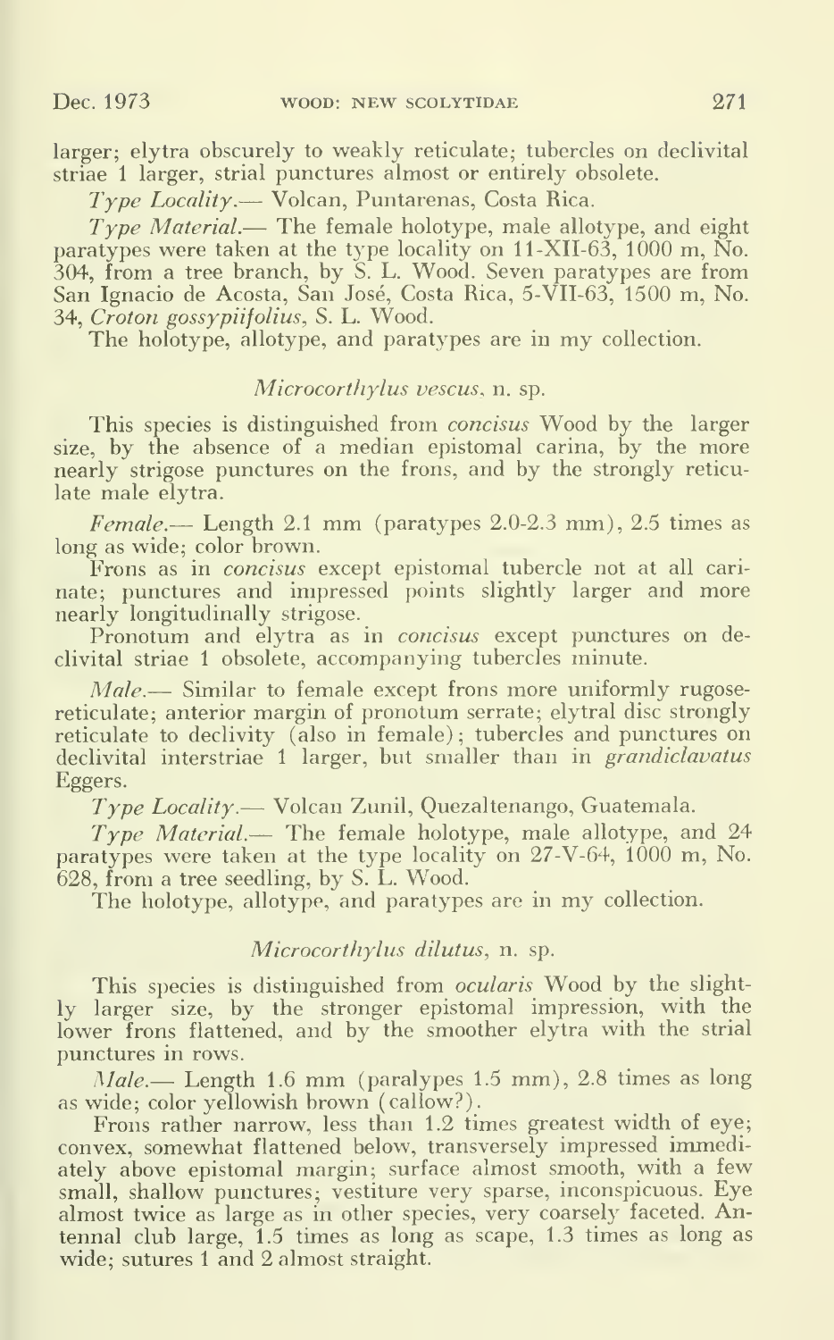larger; elytra obscurely to weakly reticulate; tubercles on declivital striae 1 larger, strial punctures almost or entirely obsolete.

*Type Locality*.— Volcan, Puntarenas, Costa Rica.

*Type Material*.— The female holotype, male allotype, and eight paratypes were taken at the type locality on 11-XII-63, 1000 m, No. 304, from a tree branch, by S. L. Wood. Seven paratypes are from San Ignacio de Acosta, San José, Costa Rica, 5-VII-63, 1500 m, No. 34, *Croton gossypiifolius*, S. L. Wood.

The holotype, allotype, and paratypes are in my collection.

### *Microcorthylus vescus*, n. sp.

This species is distinguished from *concisus* Wood by the larger size, by the absence of a median epistomal carina, by the more nearly strigose punctures on the frons, and by the strongly reticulate male elytra.

*Female*.— Length 2.1 mm (paratypes 2.0-2.3 mm), 2.5 times as long as wide; color brown.

Frons as in *concisus* except epistomal tubercle not at all carinate; punctures and impressed points slightly larger and more nearly longitudinally strigose.

Pronotum and elytra as in *concisus* except punctures on declivital striae 1 obsolete, accompanying tubercles minute.

*Male*.— Similar to female except frons more uniformly rugose-reticulate; anterior margin of pronotum serrate; elytral disc strongly reticulate to declivity (also in female); tubercles and punctures on declivital interstriae 1 larger, but smaller than in *grandiclavatus* Eggers.

*Type Locality*.— Volcan Zunil, Quezaltenango, Guatemala.

*Type Material*.— The female holotype, male allotype, and 24 paratypes were taken at the type locality on 27-V-64, 1000 m, No. 628, from a tree seedling, by S. L. Wood.

The holotype, allotype, and paratypes are in my collection.

### *Microcorthylus dilutus*, n. sp.

This species is distinguished from *ocularis* Wood by the slightly larger size, by the stronger epistomal impression, with the lower frons flattened, and by the smoother elytra with the strial punctures in rows.

*Male*.— Length 1.6 mm (paratypes 1.5 mm), 2.8 times as long as wide; color yellowish brown (callow?).

Frons rather narrow, less than 1.2 times greatest width of eye; convex, somewhat flattened below, transversely impressed immediately above epistomal margin; surface almost smooth, with a few small, shallow punctures; vestiture very sparse, inconspicuous. Eye almost twice as large as in other species, very coarsely faceted. Antennal club large, 1.5 times as long as scape, 1.3 times as long as wide; sutures 1 and 2 almost straight.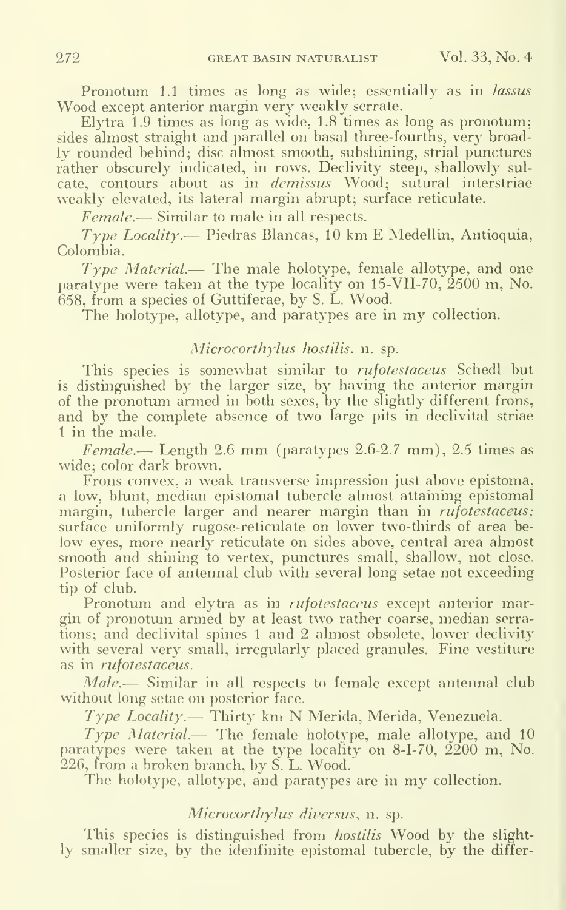Pronotum 1.1 times as long as wide; essentially as in *lassus* Wood except anterior margin very weakly serrate.

Elytra 1.9 times as long as wide, 1.8 times as long as pronotum; sides almost straight and parallel on basal three-fourths, very broadly rounded behind; disc almost smooth, subshining, strial punctures rather obscurely indicated, in rows. Declivity steep, shallowly sulcate, contours about as in *demissus* Wood; sutural interstriae weakly elevated, its lateral margin abrupt; surface reticulate.

*Female*.— Similar to male in all respects.

*Type Locality*.— Piedras Blancas, 10 km E Medellin, Antioquia, Colombia.

*Type Material*.— The male holotype, female allotype, and one paratype were taken at the type locality on 15-VII-70, 2500 m, No. 658, from a species of Guttiferae, by S. L. Wood.

The holotype, allotype, and paratypes are in my collection.

### *Microcorthylus hostilis*, n. sp.

This species is somewhat similar to *rufotestaceus* Schedl but is distinguished by the larger size, by having the anterior margin of the pronotum armed in both sexes, by the slightly different frons, and by the complete absence of two large pits in declivital striae 1 in the male.

*Female*.— Length 2.6 mm (paratypes 2.6-2.7 mm), 2.5 times as wide; color dark brown.

Frons convex, a weak transverse impression just above epistoma, a low, blunt, median epistomal tubercle almost attaining epistomal margin, tubercle larger and nearer margin than in *rufotestaceus;* surface uniformly rugose-reticulate on lower two-thirds of area below eyes, more nearly reticulate on sides above, central area almost smooth and shining to vertex, punctures small, shallow, not close. Posterior face of antennal club with several long setae not exceeding tip of club.

Pronotum and elytra as in *rufotestaceus* except anterior margin of pronotum armed by at least two rather coarse, median serrations; and declivital spines 1 and 2 almost obsolete, lower declivity with several very small, irregularly placed granules. Fine vestiture as in *rufotestaceus*.

*Male*.— Similar in all respects to female except antennal club without long setae on posterior face.

*Type Locality*.— Thirty km N Merida, Merida, Venezuela.

*Type Material*.— The female holotype, male allotype, and 10 paratypes were taken at the type locality on 8-I-70, 2200 m, No. 226, from a broken branch, by S. L. Wood.

The holotype, allotype, and paratypes are in my collection.

### *Microcorthylus diversus*, n. sp.

This species is distinguished from *hostilis* Wood by the slightly smaller size, by the idenfinite epistomal tubercle, by the differ-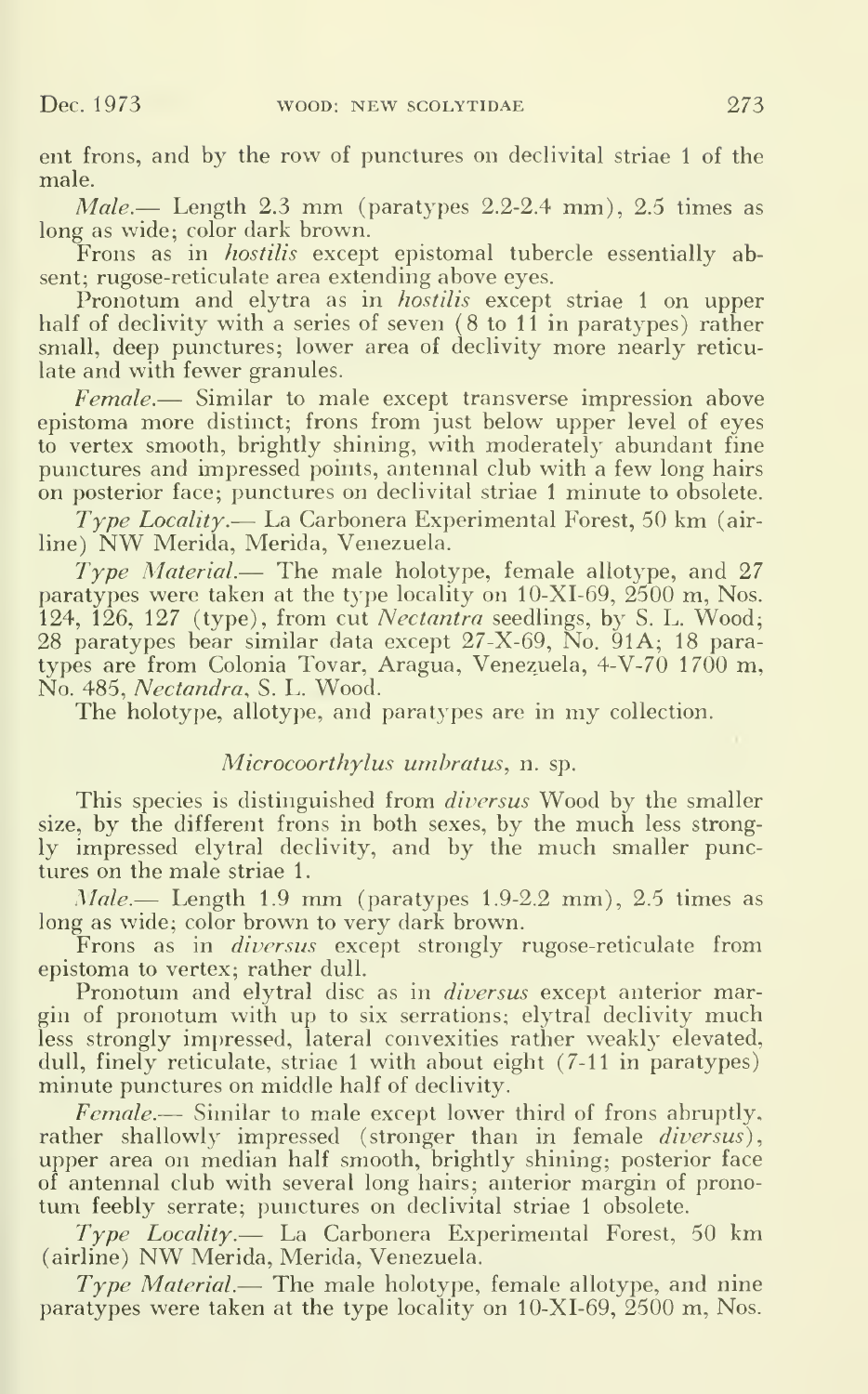ent frons, and by the row of punctures on declivital striae 1 of the male.

*Male*.— Length 2.3 mm (paratypes 2.2-2.4 mm), 2.5 times as long as wide; color dark brown.

Frons as in *hostilis* except epistomal tubercle essentially absent; rugose-reticulate area extending above eyes.

Pronotum and elytra as in *hostilis* except striae 1 on upper half of declivity with a series of seven (8 to 11 in paratypes) rather small, deep punctures; lower area of declivity more nearly reticulate and with fewer granules.

*Female*.— Similar to male except transverse impression above epistoma more distinct; frons from just below upper level of eyes to vertex smooth, brightly shining, with moderately abundant fine punctures and impressed points, antennal club with a few long hairs on posterior face; punctures on declivital striae 1 minute to obsolete.

*Type Locality*.— La Carbonera Experimental Forest, 50 km (airline) NW Merida, Merida, Venezuela.

*Type Material*.— The male holotype, female allotype, and 27 paratypes were taken at the type locality on 10-XI-69, 2500 m, Nos. 124, 126, 127 (type), from cut *Nectantra* seedlings, by S. L. Wood; 28 paratypes bear similar data except 27-X-69, No. 91A; 18 paratypes are from Colonia Tovar, Aragua, Venezuela, 4-V-70 1700 m, No. 485, *Nectandra*, S. L. Wood.

The holotype, allotype, and paratypes are in my collection.

## *Microcoorthylus umbratus*, n. sp.

This species is distinguished from *diversus* Wood by the smaller size, by the different frons in both sexes, by the much less strongly impressed elytral declivity, and by the much smaller punctures on the male striae 1.

*Male*.— Length 1.9 mm (paratypes 1.9-2.2 mm), 2.5 times as long as wide; color brown to very dark brown.

Frons as in *diversus* except strongly rugose-reticulate from epistoma to vertex; rather dull.

Pronotum and elytral disc as in *diversus* except anterior margin of pronotum with up to six serrations; elytral declivity much less strongly impressed, lateral convexities rather weakly elevated, dull, finely reticulate, striae 1 with about eight (7-11 in paratypes) minute punctures on middle half of declivity.

*Female*.— Similar to male except lower third of frons abruptly, rather shallowly impressed (stronger than in female *diversus*), upper area on median half smooth, brightly shining; posterior face of antennal club with several long hairs; anterior margin of pronotum feebly serrate; punctures on declivital striae 1 obsolete.

*Type Locality*.— La Carbonera Experimental Forest, 50 km (airline) NW Merida, Merida, Venezuela.

*Type Material*.— The male holotype, female allotype, and nine paratypes were taken at the type locality on 10-XI-69, 2500 m, Nos.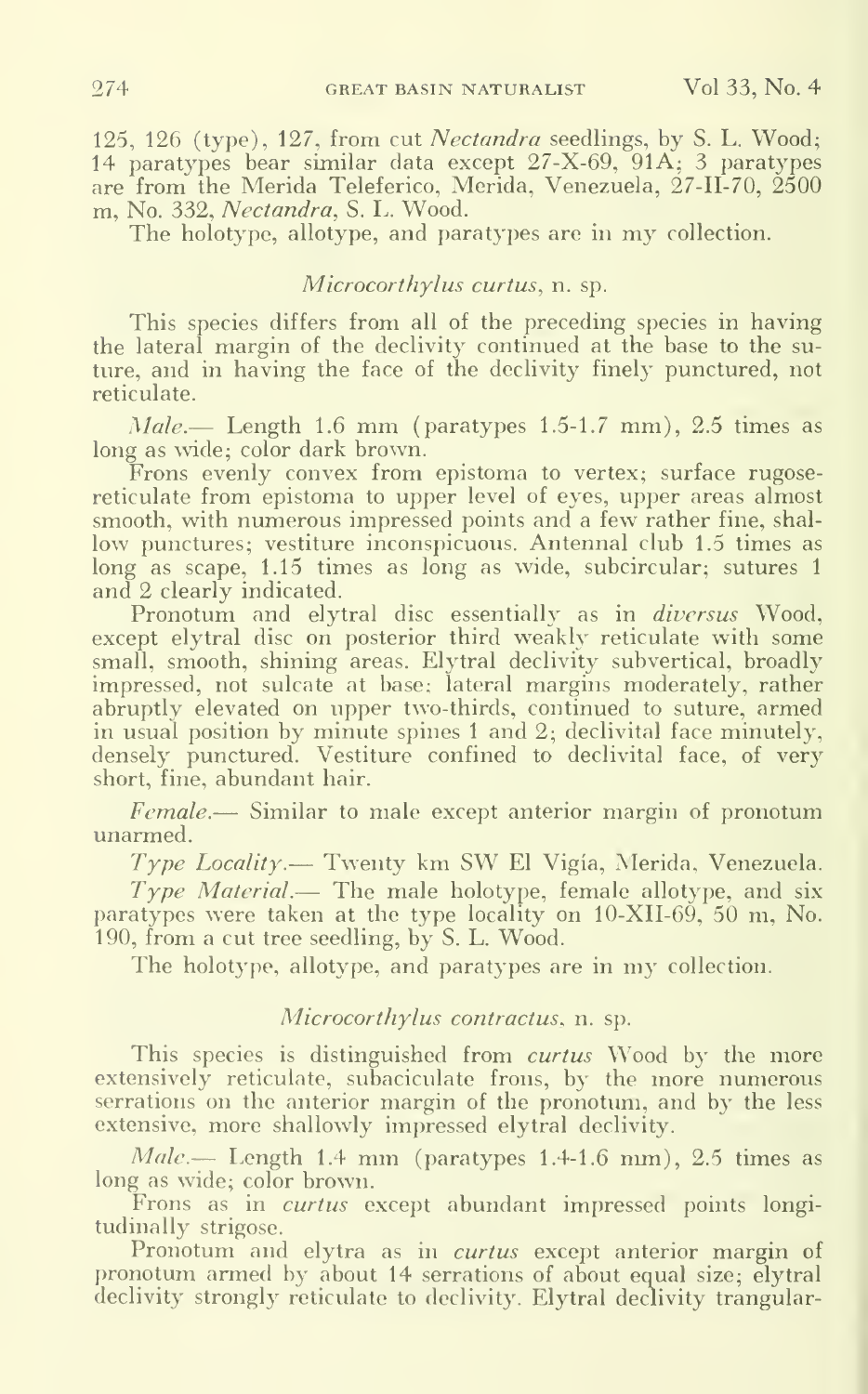125, 126 (type), 127, from cut *Nectandra* seedlings, by S. L. Wood; 14 paratypes bear similar data except 27-X-69, 91A; 3 paratypes are from the Merida Teleferico, Merida, Venezuela, 27-II-70, 2500 m, No. 332, *Nectandra*, S. L. Wood.

The holotype, allotype, and paratypes are in my collection.

### *Microcorthylus curtus*, n. sp.

This species differs from all of the preceding species in having the lateral margin of the declivity continued at the base to the suture, and in having the face of the declivity finely punctured, not reticulate.

*Male*.— Length 1.6 mm (paratypes 1.5-1.7 mm), 2.5 times as long as wide; color dark brown.

Frons evenly convex from epistoma to vertex; surface rugose-reticulate from epistoma to upper level of eyes, upper areas almost smooth, with numerous impressed points and a few rather fine, shallow punctures; vestiture inconspicuous. Antennal club 1.5 times as long as scape, 1.15 times as long as wide, subcircular; sutures 1 and 2 clearly indicated.

Pronotum and elytral disc essentially as in *diversus* Wood, except elytral disc on posterior third weakly reticulate with some small, smooth, shining areas. Elytral declivity subvertical, broadly impressed, not sulcate at base; lateral margins moderately, rather abruptly elevated on upper two-thirds, continued to suture, armed in usual position by minute spines 1 and 2; declivital face minutely, densely punctured. Vestiture confined to declivital face, of very short, fine, abundant hair.

*Female*.— Similar to male except anterior margin of pronotum unarmed.

*Type Locality*.— Twenty km SW El Vigía, Merida, Venezuela.

*Type Material*.— The male holotype, female allotype, and six paratypes were taken at the type locality on 10-XII-69, 50 m, No. 190, from a cut tree seedling, by S. L. Wood.

The holotype, allotype, and paratypes are in my collection.

### *Microcorthylus contractus*, n. sp.

This species is distinguished from *curtus* Wood by the more extensively reticulate, subaciculate frons, by the more numerous serrations on the anterior margin of the pronotum, and by the less extensive, more shallowly impressed elytral declivity.

*Male*.— Length 1.4 mm (paratypes 1.4-1.6 mm), 2.5 times as long as wide; color brown.

Frons as in *curtus* except abundant impressed points longitudinally strigose.

Pronotum and elytra as in *curtus* except anterior margin of pronotum armed by about 14 serrations of about equal size; elytral declivity strongly reticulate to declivity. Elytral declivity trangular-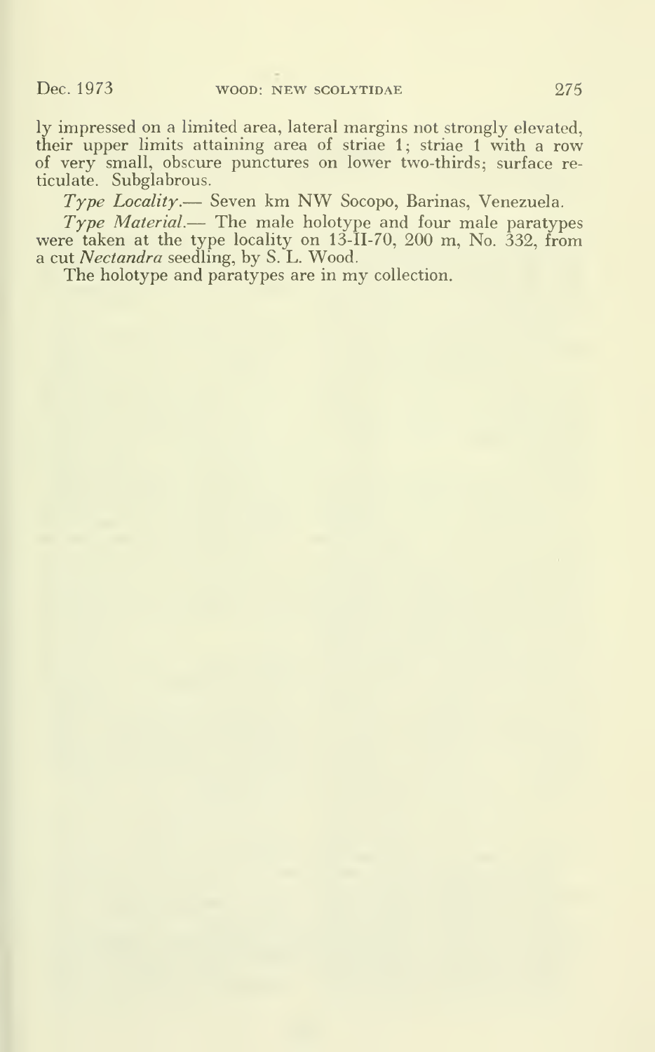ly impressed on a limited area, lateral margins not strongly elevated, their upper limits attaining area of striae 1; striae 1 with a row of very small, obscure punctures on lower two-thirds; surface reticulate. Subglabrous.

*Type Locality*.— Seven km NW Socopo, Barinas, Venezuela.

*Type Material*.— The male holotype and four male paratypes were taken at the type locality on 13-II-70, 200 m, No. 332, from a cut *Nectandra* seedling, by S. L. Wood.

The holotype and paratypes are in my collection.